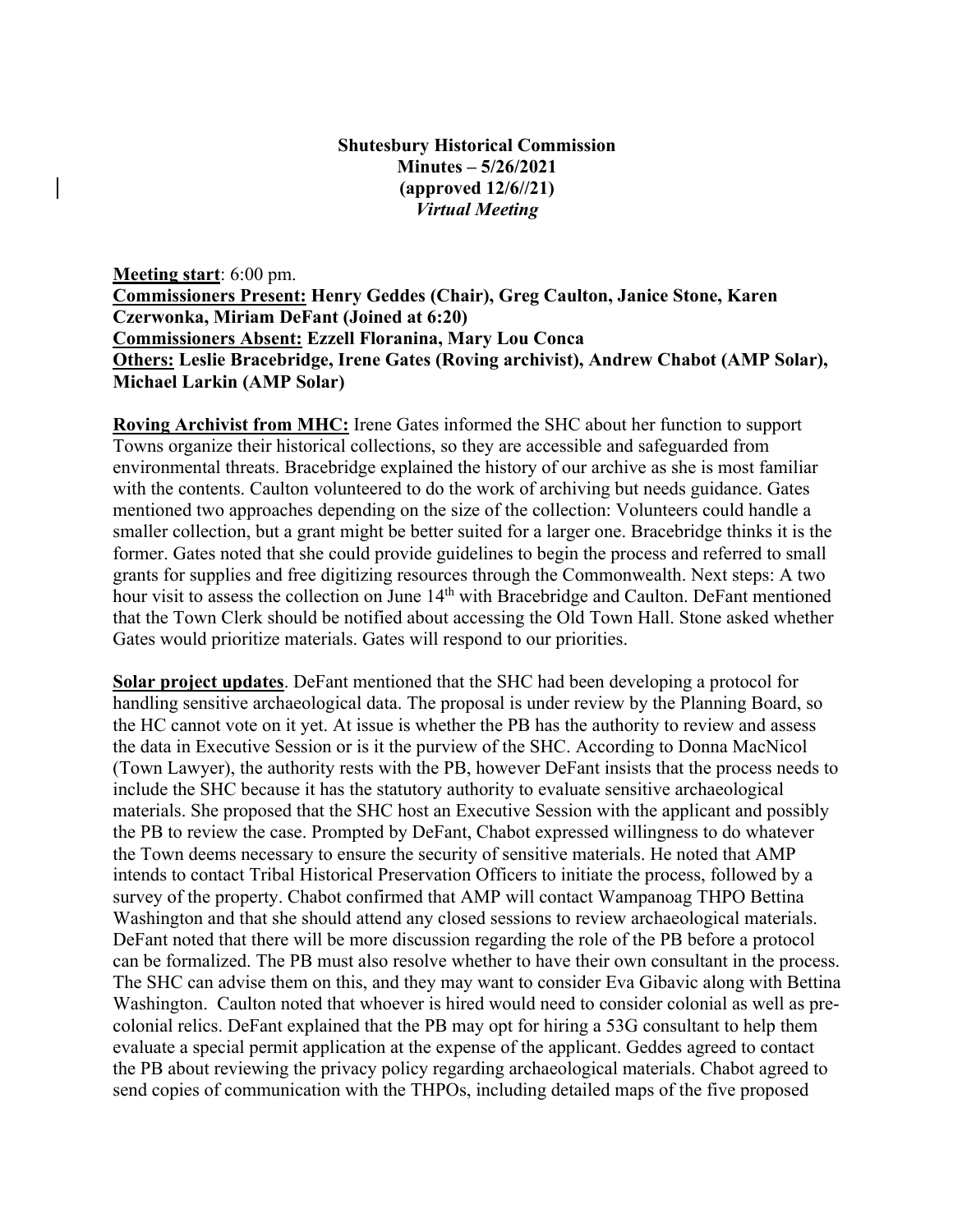**Shutesbury Historical Commission**
**Minutes – 5/26/2021**
**(approved 12/6//21)**
***Virtual Meeting***

**Meeting start**: 6:00 pm.
**Commissioners Present: Henry Geddes (Chair), Greg Caulton, Janice Stone, Karen Czerwonka, Miriam DeFant (Joined at 6:20)**
**Commissioners Absent: Ezzell Floranina, Mary Lou Conca**
**Others: Leslie Bracebridge, Irene Gates (Roving archivist), Andrew Chabot (AMP Solar), Michael Larkin (AMP Solar)**

**Roving Archivist from MHC:** Irene Gates informed the SHC about her function to support Towns organize their historical collections, so they are accessible and safeguarded from environmental threats. Bracebridge explained the history of our archive as she is most familiar with the contents. Caulton volunteered to do the work of archiving but needs guidance. Gates mentioned two approaches depending on the size of the collection: Volunteers could handle a smaller collection, but a grant might be better suited for a larger one. Bracebridge thinks it is the former. Gates noted that she could provide guidelines to begin the process and referred to small grants for supplies and free digitizing resources through the Commonwealth. Next steps: A two hour visit to assess the collection on June 14th with Bracebridge and Caulton. DeFant mentioned that the Town Clerk should be notified about accessing the Old Town Hall. Stone asked whether Gates would prioritize materials. Gates will respond to our priorities.

**Solar project updates**. DeFant mentioned that the SHC had been developing a protocol for handling sensitive archaeological data. The proposal is under review by the Planning Board, so the HC cannot vote on it yet. At issue is whether the PB has the authority to review and assess the data in Executive Session or is it the purview of the SHC. According to Donna MacNicol (Town Lawyer), the authority rests with the PB, however DeFant insists that the process needs to include the SHC because it has the statutory authority to evaluate sensitive archaeological materials. She proposed that the SHC host an Executive Session with the applicant and possibly the PB to review the case. Prompted by DeFant, Chabot expressed willingness to do whatever the Town deems necessary to ensure the security of sensitive materials. He noted that AMP intends to contact Tribal Historical Preservation Officers to initiate the process, followed by a survey of the property. Chabot confirmed that AMP will contact Wampanoag THPO Bettina Washington and that she should attend any closed sessions to review archaeological materials. DeFant noted that there will be more discussion regarding the role of the PB before a protocol can be formalized. The PB must also resolve whether to have their own consultant in the process. The SHC can advise them on this, and they may want to consider Eva Gibavic along with Bettina Washington. Caulton noted that whoever is hired would need to consider colonial as well as pre-colonial relics. DeFant explained that the PB may opt for hiring a 53G consultant to help them evaluate a special permit application at the expense of the applicant. Geddes agreed to contact the PB about reviewing the privacy policy regarding archaeological materials. Chabot agreed to send copies of communication with the THPOs, including detailed maps of the five proposed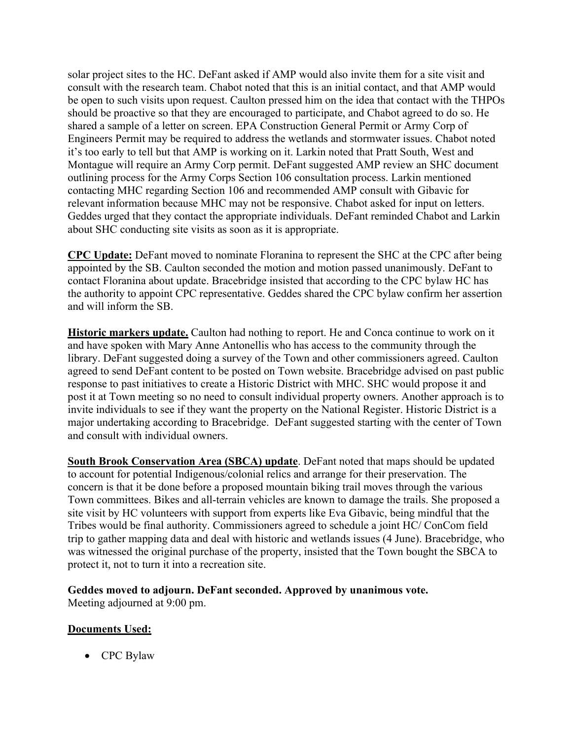solar project sites to the HC. DeFant asked if AMP would also invite them for a site visit and consult with the research team. Chabot noted that this is an initial contact, and that AMP would be open to such visits upon request. Caulton pressed him on the idea that contact with the THPOs should be proactive so that they are encouraged to participate, and Chabot agreed to do so. He shared a sample of a letter on screen. EPA Construction General Permit or Army Corp of Engineers Permit may be required to address the wetlands and stormwater issues. Chabot noted it's too early to tell but that AMP is working on it. Larkin noted that Pratt South, West and Montague will require an Army Corp permit. DeFant suggested AMP review an SHC document outlining process for the Army Corps Section 106 consultation process. Larkin mentioned contacting MHC regarding Section 106 and recommended AMP consult with Gibavic for relevant information because MHC may not be responsive. Chabot asked for input on letters. Geddes urged that they contact the appropriate individuals. DeFant reminded Chabot and Larkin about SHC conducting site visits as soon as it is appropriate.

**<u>CPC Update:</u>** DeFant moved to nominate Floranina to represent the SHC at the CPC after being appointed by the SB. Caulton seconded the motion and motion passed unanimously. DeFant to contact Floranina about update. Bracebridge insisted that according to the CPC bylaw HC has the authority to appoint CPC representative. Geddes shared the CPC bylaw confirm her assertion and will inform the SB.

**<u>Historic markers update.</u>** Caulton had nothing to report. He and Conca continue to work on it and have spoken with Mary Anne Antonellis who has access to the community through the library. DeFant suggested doing a survey of the Town and other commissioners agreed. Caulton agreed to send DeFant content to be posted on Town website. Bracebridge advised on past public response to past initiatives to create a Historic District with MHC. SHC would propose it and post it at Town meeting so no need to consult individual property owners. Another approach is to invite individuals to see if they want the property on the National Register. Historic District is a major undertaking according to Bracebridge. DeFant suggested starting with the center of Town and consult with individual owners.

**<u>South Brook Conservation Area (SBCA) update</u>**. DeFant noted that maps should be updated to account for potential Indigenous/colonial relics and arrange for their preservation. The concern is that it be done before a proposed mountain biking trail moves through the various Town committees. Bikes and all-terrain vehicles are known to damage the trails. She proposed a site visit by HC volunteers with support from experts like Eva Gibavic, being mindful that the Tribes would be final authority. Commissioners agreed to schedule a joint HC/ ConCom field trip to gather mapping data and deal with historic and wetlands issues (4 June). Bracebridge, who was witnessed the original purchase of the property, insisted that the Town bought the SBCA to protect it, not to turn it into a recreation site.

**Geddes moved to adjourn. DeFant seconded. Approved by unanimous vote.**
Meeting adjourned at 9:00 pm.

**<u>Documents Used:</u>**

- CPC Bylaw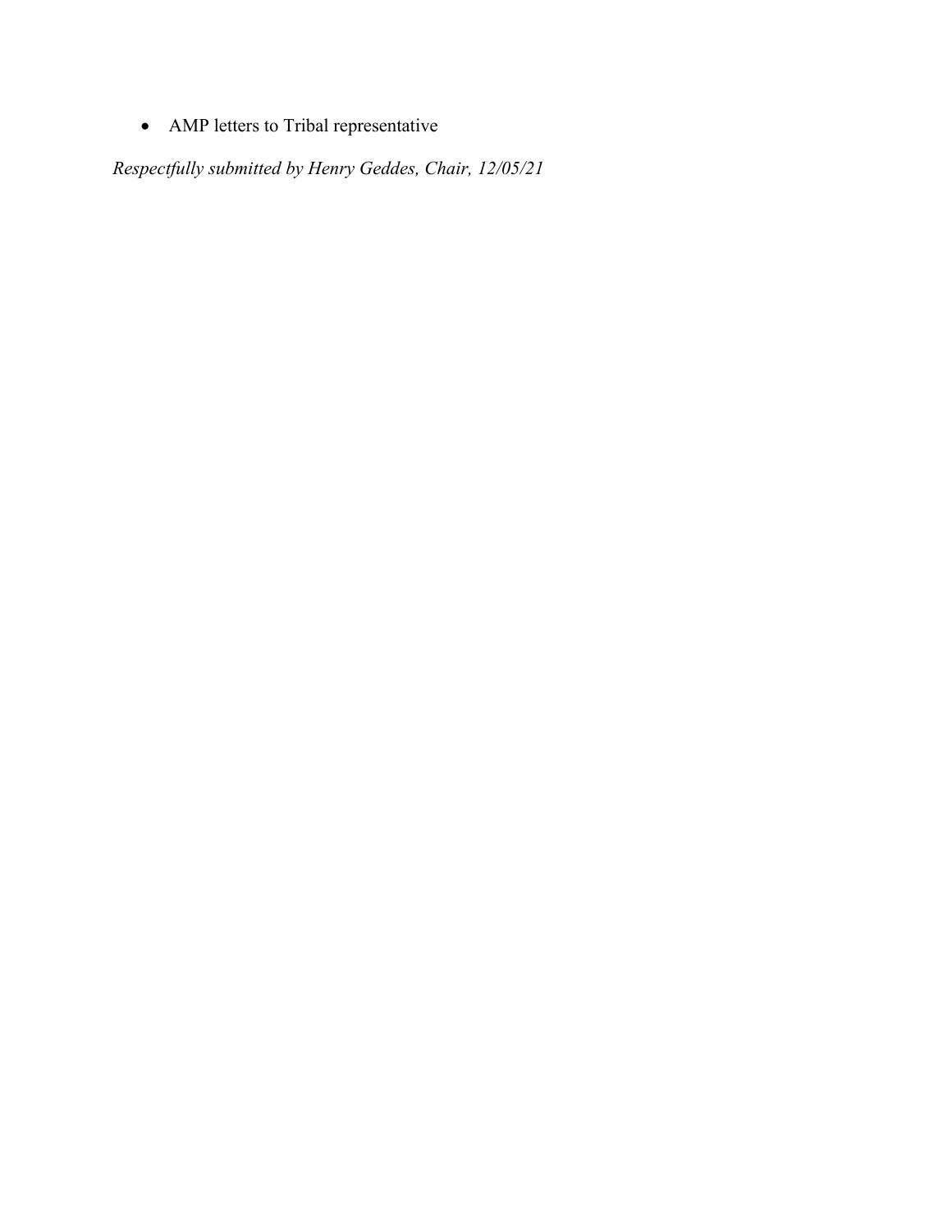- AMP letters to Tribal representative

*Respectfully submitted by Henry Geddes, Chair, 12/05/21*